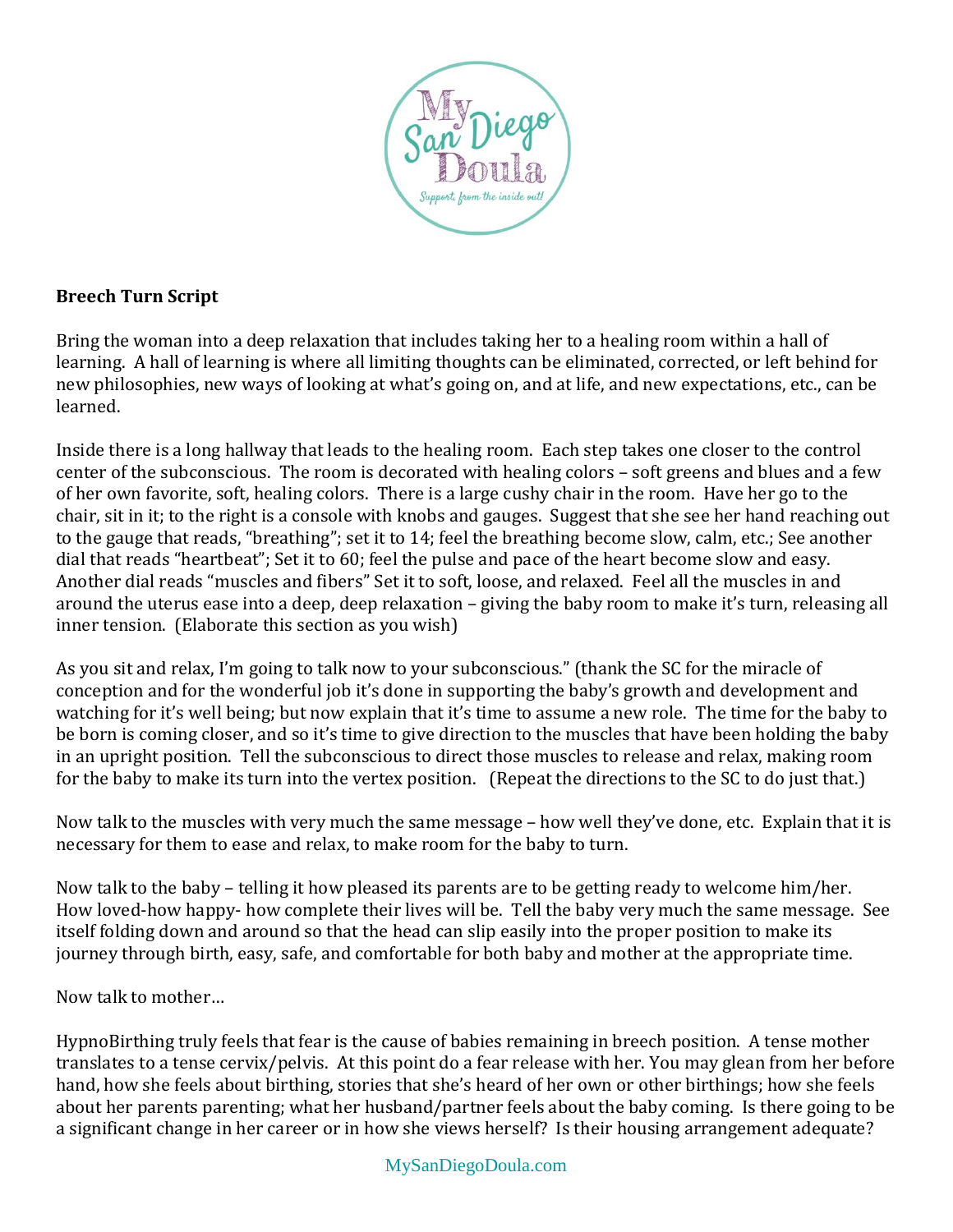**Breech Turn Script**

Bring the woman into a deep relaxation that includes taking her to a healing room within a hall of learning. A hall of learning is where all limiting thoughts can be eliminated, corrected, or left behind for new philosophies, new ways of looking at what's going on, and at life, and new expectations, etc., can be learned.

Inside there is a long hallway that leads to the healing room. Each step takes one closer to the control center of the subconscious. The room is decorated with healing colors – soft greens and blues and a few of her own favorite, soft, healing colors. There is a large cushy chair in the room. Have her go to the chair, sit in it; to the right is a console with knobs and gauges. Suggest that she see her hand reaching out to the gauge that reads, "breathing"; set it to 14; feel the breathing become slow, calm, etc.; See another dial that reads "heartbeat"; Set it to 60; feel the pulse and pace of the heart become slow and easy. Another dial reads "muscles and fibers" Set it to soft, loose, and relaxed. Feel all the muscles in and around the uterus ease into a deep, deep relaxation – giving the baby room to make it's turn, releasing all inner tension. (Elaborate this section as you wish)

As you sit and relax, I'm going to talk now to your subconscious." (thank the SC for the miracle of conception and for the wonderful job it's done in supporting the baby's growth and development and watching for it's well being; but now explain that it's time to assume a new role. The time for the baby to be born is coming closer, and so it's time to give direction to the muscles that have been holding the baby in an upright position. Tell the subconscious to direct those muscles to release and relax, making room for the baby to make its turn into the vertex position. (Repeat the directions to the SC to do just that.)

Now talk to the muscles with very much the same message – how well they've done, etc. Explain that it is necessary for them to ease and relax, to make room for the baby to turn.

Now talk to the baby – telling it how pleased its parents are to be getting ready to welcome him/her. How loved-how happy- how complete their lives will be. Tell the baby very much the same message. See itself folding down and around so that the head can slip easily into the proper position to make its journey through birth, easy, safe, and comfortable for both baby and mother at the appropriate time.

Now talk to mother…

HypnoBirthing truly feels that fear is the cause of babies remaining in breech position. A tense mother translates to a tense cervix/pelvis. At this point do a fear release with her. You may glean from her before hand, how she feels about birthing, stories that she's heard of her own or other birthings; how she feels about her parents parenting; what her husband/partner feels about the baby coming. Is there going to be a significant change in her career or in how she views herself? Is their housing arrangement adequate?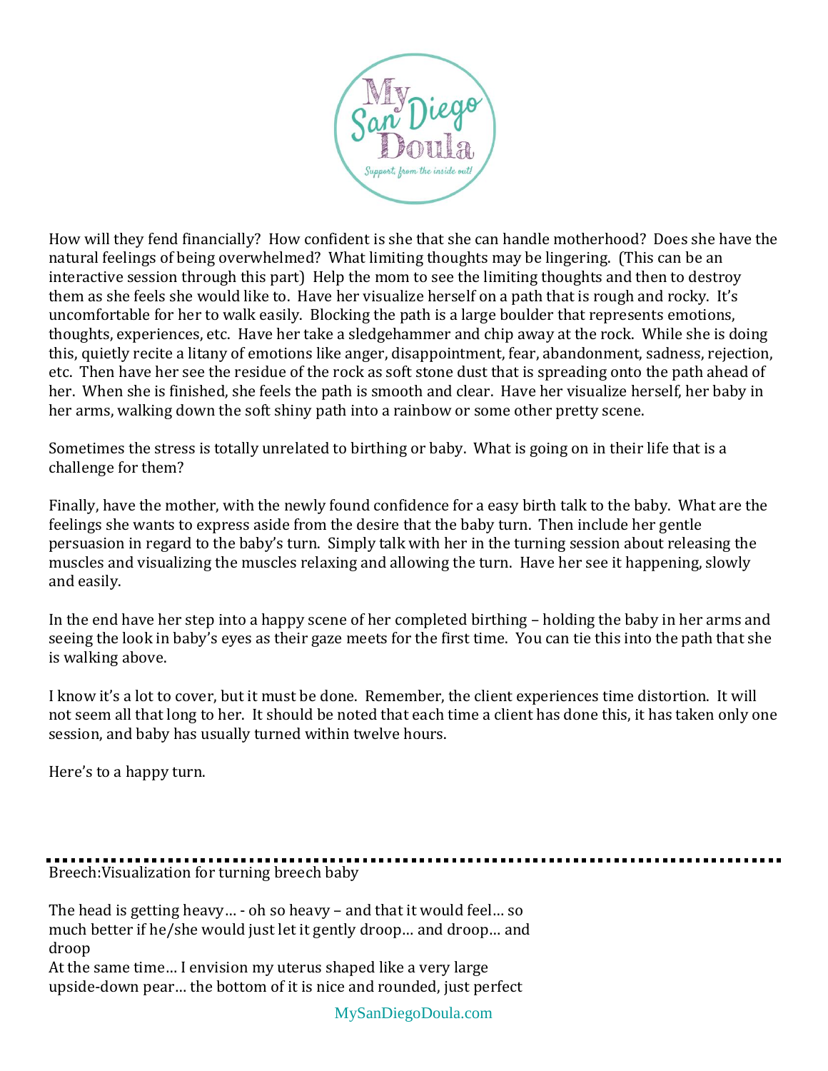How will they fend financially? How confident is she that she can handle motherhood? Does she have the natural feelings of being overwhelmed? What limiting thoughts may be lingering. (This can be an interactive session through this part) Help the mom to see the limiting thoughts and then to destroy them as she feels she would like to. Have her visualize herself on a path that is rough and rocky. It's uncomfortable for her to walk easily. Blocking the path is a large boulder that represents emotions, thoughts, experiences, etc. Have her take a sledgehammer and chip away at the rock. While she is doing this, quietly recite a litany of emotions like anger, disappointment, fear, abandonment, sadness, rejection, etc. Then have her see the residue of the rock as soft stone dust that is spreading onto the path ahead of her. When she is finished, she feels the path is smooth and clear. Have her visualize herself, her baby in her arms, walking down the soft shiny path into a rainbow or some other pretty scene.

Sometimes the stress is totally unrelated to birthing or baby. What is going on in their life that is a challenge for them?

Finally, have the mother, with the newly found confidence for a easy birth talk to the baby. What are the feelings she wants to express aside from the desire that the baby turn. Then include her gentle persuasion in regard to the baby's turn. Simply talk with her in the turning session about releasing the muscles and visualizing the muscles relaxing and allowing the turn. Have her see it happening, slowly and easily.

In the end have her step into a happy scene of her completed birthing – holding the baby in her arms and seeing the look in baby's eyes as their gaze meets for the first time. You can tie this into the path that she is walking above.

I know it's a lot to cover, but it must be done. Remember, the client experiences time distortion. It will not seem all that long to her. It should be noted that each time a client has done this, it has taken only one session, and baby has usually turned within twelve hours.

Here's to a happy turn.

---

Breech:Visualization for turning breech baby

The head is getting heavy… - oh so heavy – and that it would feel… so much better if he/she would just let it gently droop… and droop… and droop
At the same time… I envision my uterus shaped like a very large upside-down pear… the bottom of it is nice and rounded, just perfect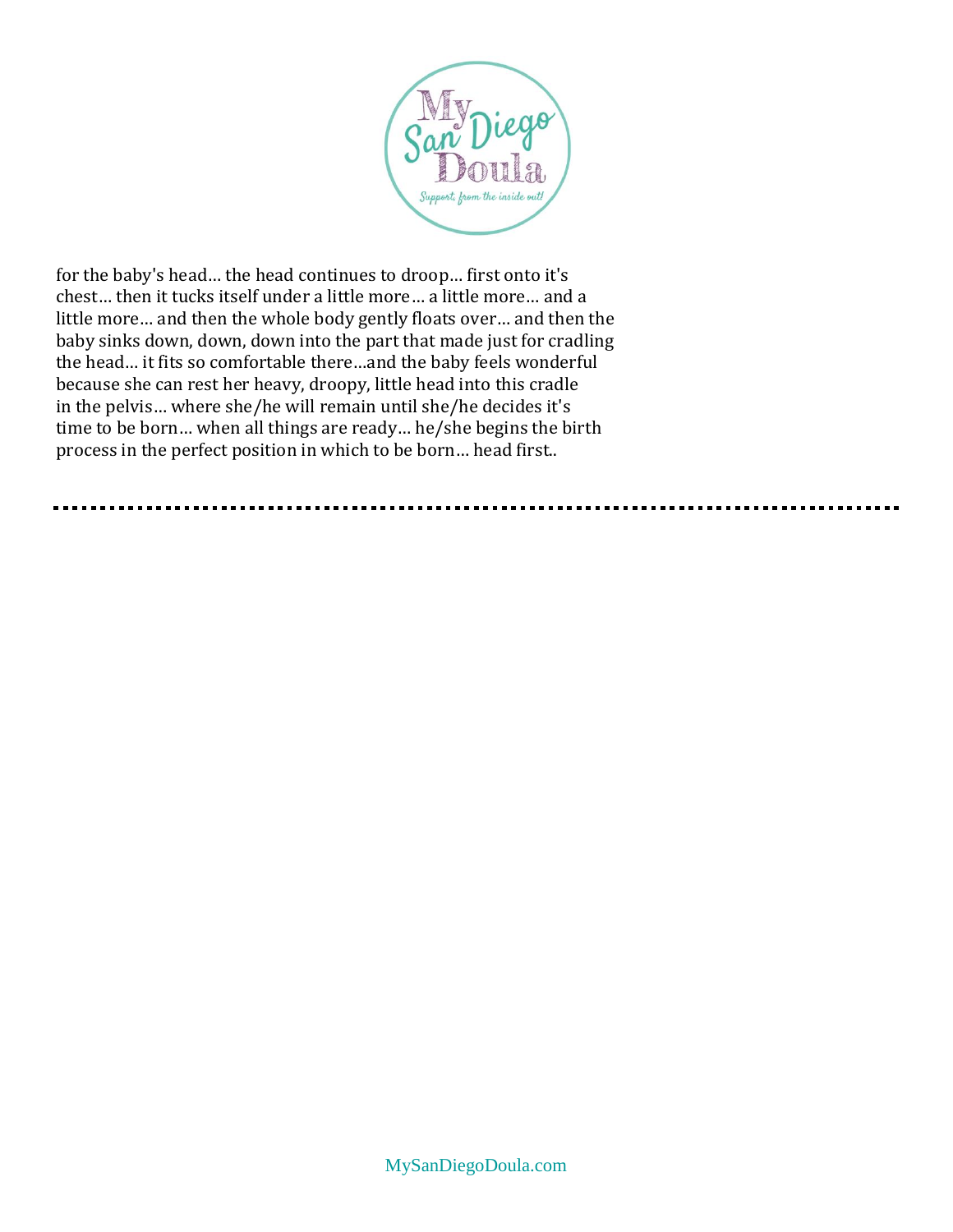for the baby's head… the head continues to droop… first onto it's chest… then it tucks itself under a little more… a little more… and a little more… and then the whole body gently floats over… and then the baby sinks down, down, down into the part that made just for cradling the head… it fits so comfortable there…and the baby feels wonderful because she can rest her heavy, droopy, little head into this cradle in the pelvis… where she/he will remain until she/he decides it's time to be born… when all things are ready… he/she begins the birth process in the perfect position in which to be born… head first..

---